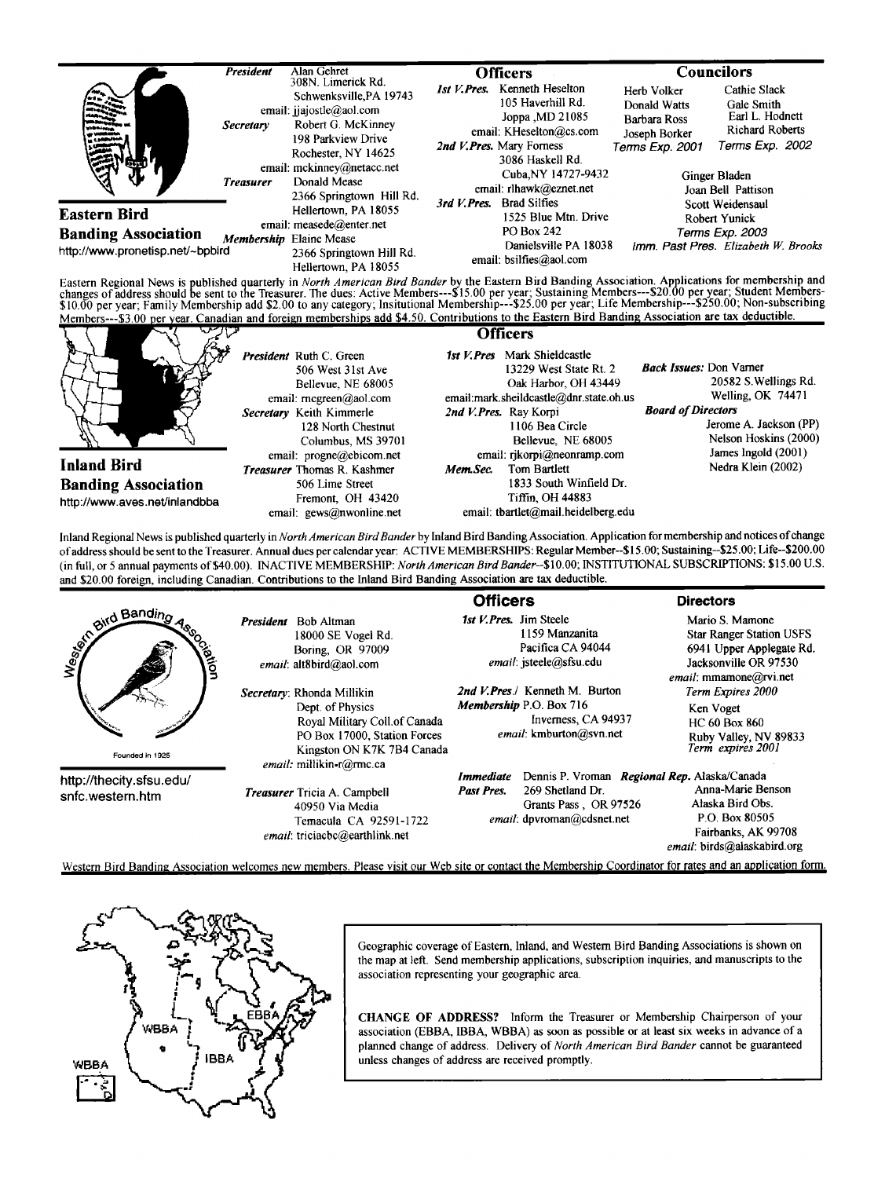## Eastern Bird Banding Association

http://www.pronetisp.net/~bpbird

**President** Alan Gehret
308N. Limerick Rd.
Schwenksville,PA 19743
email: jjajostle@aol.com

**Secretary** Robert G. McKinney
198 Parkview Drive
Rochester, NY 14625
email: mckinney@netacc.net

**Treasurer** Donald Mease
2366 Springtown Hill Rd.
Hellertown, PA 18055
email: measede@enter.net

**Membership** Elaine Mease
2366 Springtown Hill Rd.
Hellertown, PA 18055

### Officers

**1st V.Pres.** Kenneth Heselton
105 Haverhill Rd.
Joppa ,MD 21085
email: KHeselton@cs.com

**2nd V.Pres.** Mary Forness
3086 Haskell Rd.
Cuba,NY 14727-9432
email: rlhawk@eznet.net

**3rd V.Pres.** Brad Silfies
1525 Blue Mtn. Drive
PO Box 242
Danielsville PA 18038
email: bsilfies@aol.com

### Councilors

Herb Volker, Donald Watts, Barbara Ross, Joseph Borker — Terms Exp. 2001

Cathie Slack, Gale Smith, Earl L. Hodnett, Richard Roberts — Terms Exp. 2002

Ginger Bladen, Joan Bell Pattison, Scott Weidensaul, Robert Yunick — Terms Exp. 2003

*Imm. Past Pres.* Elizabeth W. Brooks

Eastern Regional News is published quarterly in *North American Bird Bander* by the Eastern Bird Banding Association. Applications for membership and changes of address should be sent to the Treasurer. The dues: Active Members---$15.00 per year; Sustaining Members---$20.00 per year; Student Members-$10.00 per year; Family Membership add $2.00 to any category; Insitutional Membership---$25.00 per year; Life Membership---$250.00; Non-subscribing Members---$3.00 per year. Canadian and foreign memberships add $4.50. Contributions to the Eastern Bird Banding Association are tax deductible.

## Inland Bird Banding Association

http://www.aves.net/inlandbba

**President** Ruth C. Green
506 West 31st Ave
Bellevue, NE 68005
email: rncgreen@aol.com

**Secretary** Keith Kimmerle
128 North Chestnut
Columbus, MS 39701
email: progne@ebicom.net

**Treasurer** Thomas R. Kashmer
506 Lime Street
Fremont, OH 43420
email: gews@nwonline.net

### Officers

**1st V.Pres** Mark Shieldcastle
13229 West State Rt. 2
Oak Harbor, OH 43449
email:mark.sheildcastle@dnr.state.oh.us

**2nd V.Pres.** Ray Korpi
1106 Bea Circle
Bellevue, NE 68005
email: rjkorpi@neonramp.com

**Mem.Sec.** Tom Bartlett
1833 South Winfield Dr.
Tiffin, OH 44883
email: tbartlet@mail.heidelberg.edu

**Back Issues:** Don Varner
20582 S.Wellings Rd.
Welling, OK 74471

**Board of Directors**
Jerome A. Jackson (PP)
Nelson Hoskins (2000)
James Ingold (2001)
Nedra Klein (2002)

Inland Regional News is published quarterly in *North American Bird Bander* by Inland Bird Banding Association. Application for membership and notices of change of address should be sent to the Treasurer. Annual dues per calendar year: ACTIVE MEMBERSHIPS: Regular Member--$15.00; Sustaining--$25.00; Life--$200.00 (in full, or 5 annual payments of $40.00). INACTIVE MEMBERSHIP: *North American Bird Bander*--$10.00; INSTITUTIONAL SUBSCRIPTIONS: $15.00 U.S. and $20.00 foreign, including Canadian. Contributions to the Inland Bird Banding Association are tax deductible.

## Western Bird Banding Association

Founded in 1925

http://thecity.sfsu.edu/snfc.western.htm

**President** Bob Altman
18000 SE Vogel Rd.
Boring, OR 97009
*email*: alt8bird@aol.com

**Secretary**: Rhonda Millikin
Dept. of Physics
Royal Military Coll.of Canada
PO Box 17000, Station Forces
Kingston ON K7K 7B4 Canada
*email:* millikin-r@rmc.ca

**Treasurer** Tricia A. Campbell
40950 Via Media
Temacula CA 92591-1722
*email*: triciacbc@earthlink.net

### Officers

**1st V.Pres.** Jim Steele
1159 Manzanita
Pacifica CA 94044
*email*: jsteele@sfsu.edu

**2nd V.Pres./ Membership** Kenneth M. Burton
P.O. Box 716
Inverness, CA 94937
*email*: kmburton@svn.net

**Immediate Past Pres.** Dennis P. Vroman
269 Shetland Dr.
Grants Pass , OR 97526
*email*: dpvroman@cdsnet.net

### Directors

Mario S. Mamone
Star Ranger Station USFS
6941 Upper Applegate Rd.
Jacksonville OR 97530
*email*: mmamone@rvi.net
*Term Expires 2000*

Ken Voget
HC 60 Box 860
Ruby Valley, NV 89833
*Term expires 2001*

**Regional Rep.** Alaska/Canada
Anna-Marie Benson
Alaska Bird Obs.
P.O. Box 80505
Fairbanks, AK 99708
*email*: birds@alaskabird.org

Western Bird Banding Association welcomes new members. Please visit our Web site or contact the Membership Coordinator for rates and an application form.

---

WBBA · IBBA · EBBA

Geographic coverage of Eastern, Inland, and Western Bird Banding Associations is shown on the map at left. Send membership applications, subscription inquiries, and manuscripts to the association representing your geographic area.

**CHANGE OF ADDRESS?** Inform the Treasurer or Membership Chairperson of your association (EBBA, IBBA, WBBA) as soon as possible or at least six weeks in advance of a planned change of address. Delivery of *North American Bird Bander* cannot be guaranteed unless changes of address are received promptly.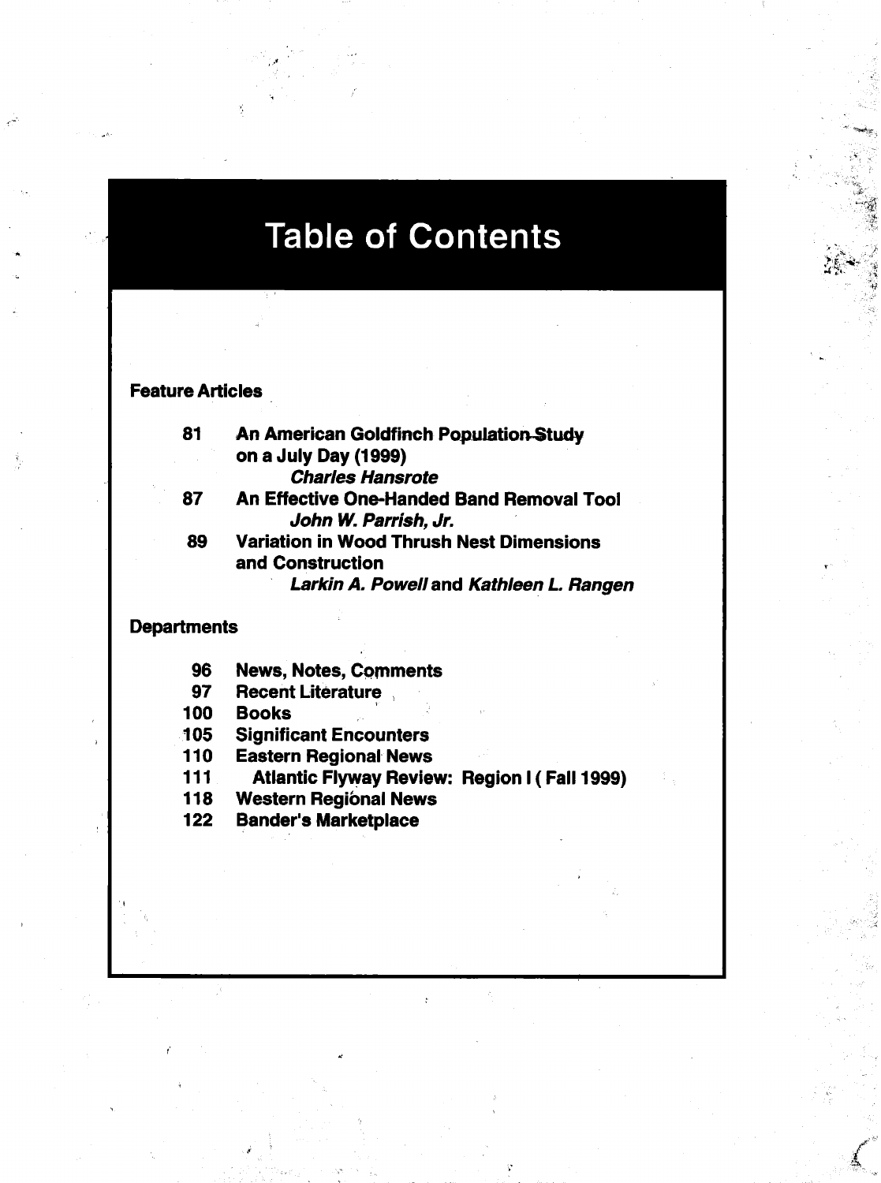# Table of Contents

## Feature Articles

81 **An American Goldfinch Population-Study on a July Day (1999)**
*Charles Hansrote*

87 **An Effective One-Handed Band Removal Tool**
*John W. Parrish, Jr.*

89 **Variation in Wood Thrush Nest Dimensions and Construction**
*Larkin A. Powell* and *Kathleen L. Rangen*

## Departments

96 **News, Notes, Comments**
97 **Recent Literature**
100 **Books**
105 **Significant Encounters**
110 **Eastern Regional News**
111 **Atlantic Flyway Review: Region I ( Fall 1999)**
118 **Western Regional News**
122 **Bander's Marketplace**